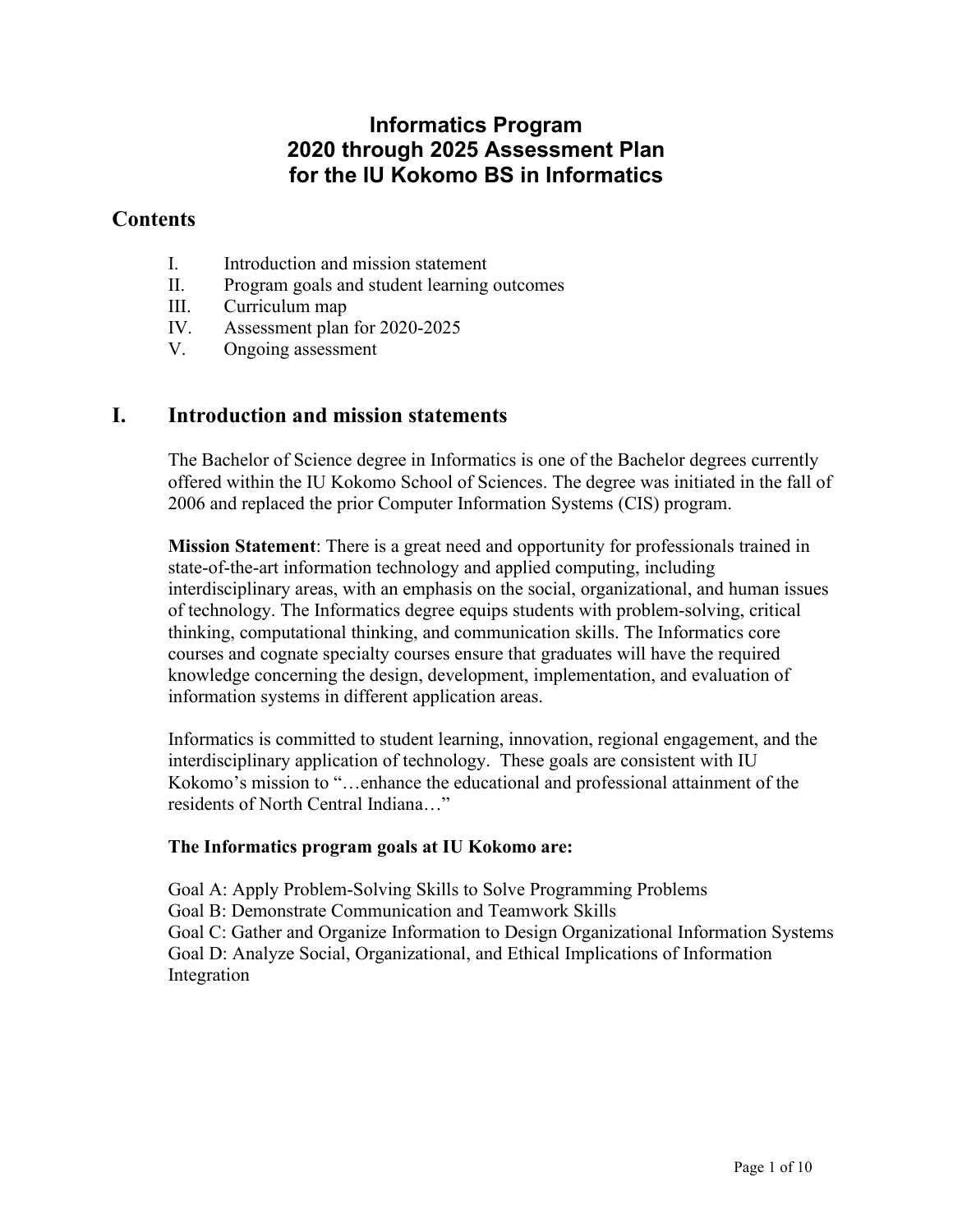# Informatics Program
# 2020 through 2025 Assessment Plan
# for the IU Kokomo BS in Informatics

## Contents

I. Introduction and mission statement
II. Program goals and student learning outcomes
III. Curriculum map
IV. Assessment plan for 2020-2025
V. Ongoing assessment

## I. Introduction and mission statements

The Bachelor of Science degree in Informatics is one of the Bachelor degrees currently offered within the IU Kokomo School of Sciences. The degree was initiated in the fall of 2006 and replaced the prior Computer Information Systems (CIS) program.

**Mission Statement**: There is a great need and opportunity for professionals trained in state-of-the-art information technology and applied computing, including interdisciplinary areas, with an emphasis on the social, organizational, and human issues of technology. The Informatics degree equips students with problem-solving, critical thinking, computational thinking, and communication skills. The Informatics core courses and cognate specialty courses ensure that graduates will have the required knowledge concerning the design, development, implementation, and evaluation of information systems in different application areas.

Informatics is committed to student learning, innovation, regional engagement, and the interdisciplinary application of technology. These goals are consistent with IU Kokomo's mission to "…enhance the educational and professional attainment of the residents of North Central Indiana…"

**The Informatics program goals at IU Kokomo are:**

Goal A: Apply Problem-Solving Skills to Solve Programming Problems
Goal B: Demonstrate Communication and Teamwork Skills
Goal C: Gather and Organize Information to Design Organizational Information Systems
Goal D: Analyze Social, Organizational, and Ethical Implications of Information Integration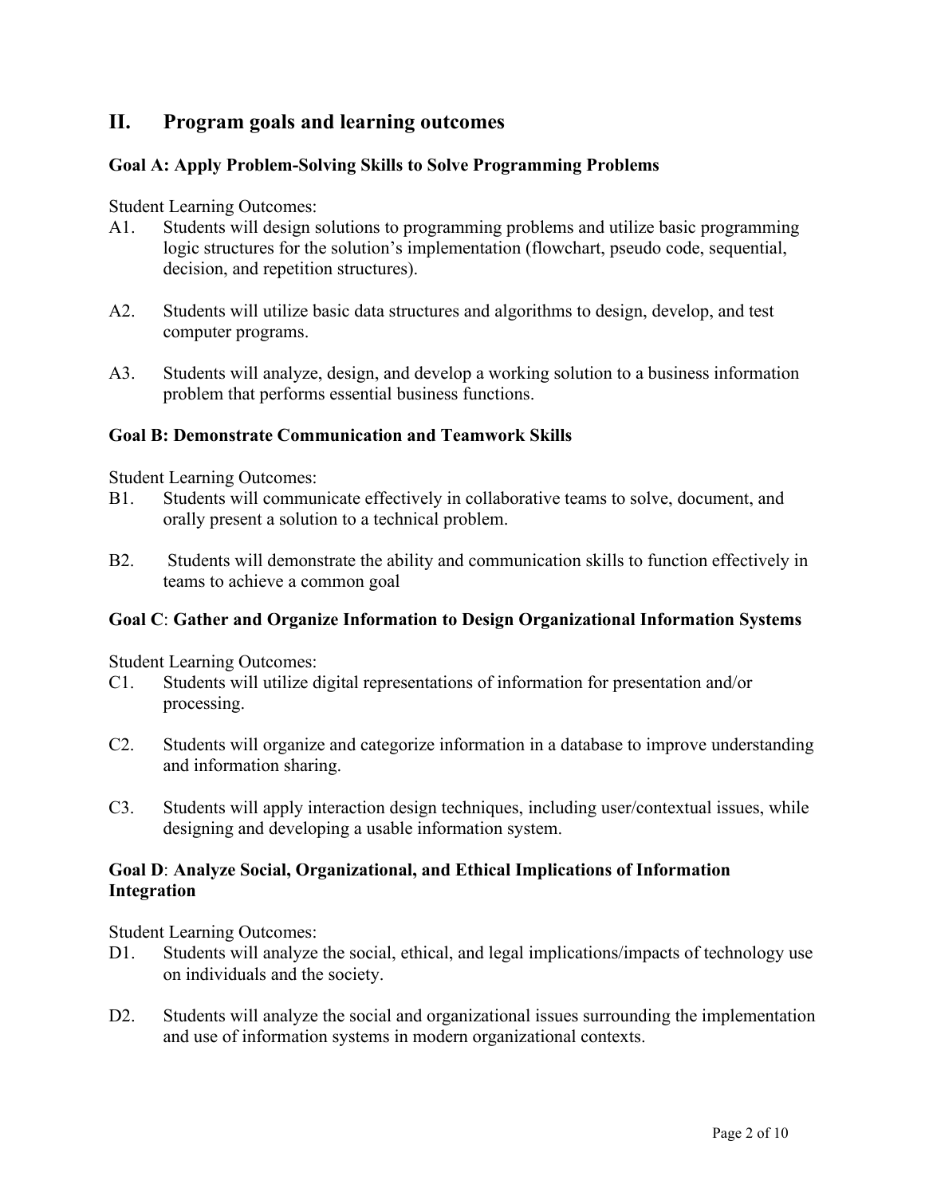## II. Program goals and learning outcomes

### Goal A: Apply Problem-Solving Skills to Solve Programming Problems

Student Learning Outcomes:

A1. Students will design solutions to programming problems and utilize basic programming logic structures for the solution's implementation (flowchart, pseudo code, sequential, decision, and repetition structures).

A2. Students will utilize basic data structures and algorithms to design, develop, and test computer programs.

A3. Students will analyze, design, and develop a working solution to a business information problem that performs essential business functions.

### Goal B: Demonstrate Communication and Teamwork Skills

Student Learning Outcomes:

B1. Students will communicate effectively in collaborative teams to solve, document, and orally present a solution to a technical problem.

B2. Students will demonstrate the ability and communication skills to function effectively in teams to achieve a common goal

### Goal C: Gather and Organize Information to Design Organizational Information Systems

Student Learning Outcomes:

C1. Students will utilize digital representations of information for presentation and/or processing.

C2. Students will organize and categorize information in a database to improve understanding and information sharing.

C3. Students will apply interaction design techniques, including user/contextual issues, while designing and developing a usable information system.

### Goal D: Analyze Social, Organizational, and Ethical Implications of Information Integration

Student Learning Outcomes:

D1. Students will analyze the social, ethical, and legal implications/impacts of technology use on individuals and the society.

D2. Students will analyze the social and organizational issues surrounding the implementation and use of information systems in modern organizational contexts.